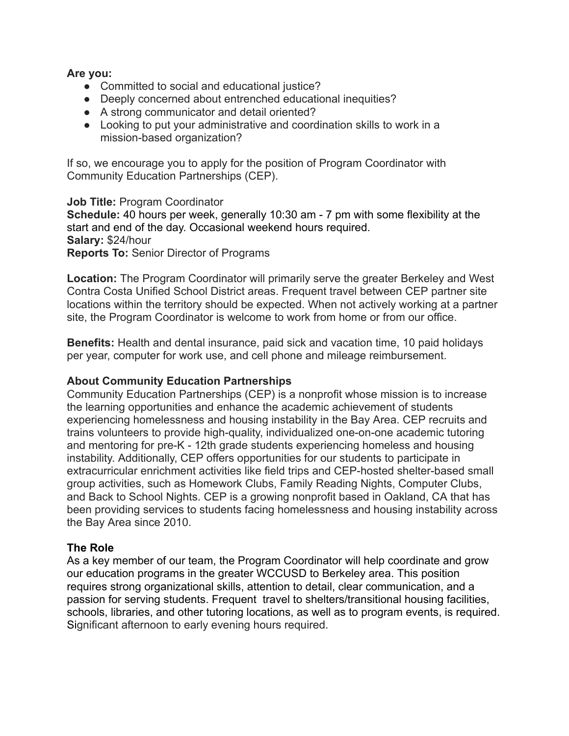**Are you:**

- Committed to social and educational justice?
- Deeply concerned about entrenched educational inequities?
- A strong communicator and detail oriented?
- Looking to put your administrative and coordination skills to work in a mission-based organization?

If so, we encourage you to apply for the position of Program Coordinator with Community Education Partnerships (CEP).

**Job Title:** Program Coordinator
**Schedule:** 40 hours per week, generally 10:30 am - 7 pm with some flexibility at the start and end of the day. Occasional weekend hours required.
**Salary:** $24/hour
**Reports To:** Senior Director of Programs

**Location:** The Program Coordinator will primarily serve the greater Berkeley and West Contra Costa Unified School District areas. Frequent travel between CEP partner site locations within the territory should be expected. When not actively working at a partner site, the Program Coordinator is welcome to work from home or from our office.

**Benefits:** Health and dental insurance, paid sick and vacation time, 10 paid holidays per year, computer for work use, and cell phone and mileage reimbursement.

**About Community Education Partnerships**

Community Education Partnerships (CEP) is a nonprofit whose mission is to increase the learning opportunities and enhance the academic achievement of students experiencing homelessness and housing instability in the Bay Area. CEP recruits and trains volunteers to provide high-quality, individualized one-on-one academic tutoring and mentoring for pre-K - 12th grade students experiencing homeless and housing instability. Additionally, CEP offers opportunities for our students to participate in extracurricular enrichment activities like field trips and CEP-hosted shelter-based small group activities, such as Homework Clubs, Family Reading Nights, Computer Clubs, and Back to School Nights. CEP is a growing nonprofit based in Oakland, CA that has been providing services to students facing homelessness and housing instability across the Bay Area since 2010.

**The Role**

As a key member of our team, the Program Coordinator will help coordinate and grow our education programs in the greater WCCUSD to Berkeley area. This position requires strong organizational skills, attention to detail, clear communication, and a passion for serving students. Frequent travel to shelters/transitional housing facilities, schools, libraries, and other tutoring locations, as well as to program events, is required. Significant afternoon to early evening hours required.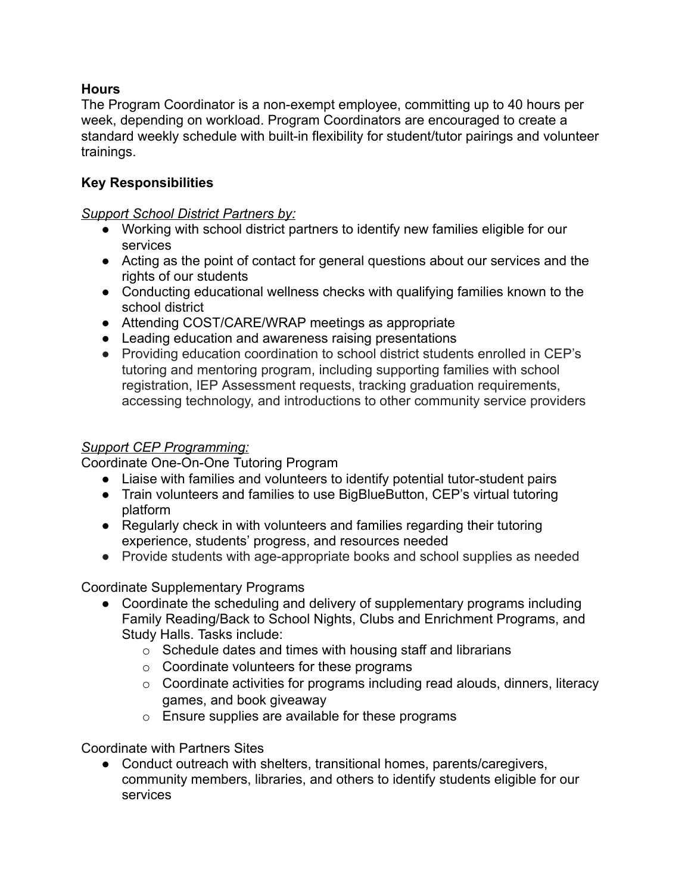**Hours**

The Program Coordinator is a non-exempt employee, committing up to 40 hours per week, depending on workload. Program Coordinators are encouraged to create a standard weekly schedule with built-in flexibility for student/tutor pairings and volunteer trainings.

**Key Responsibilities**

*Support School District Partners by:*

- Working with school district partners to identify new families eligible for our services
- Acting as the point of contact for general questions about our services and the rights of our students
- Conducting educational wellness checks with qualifying families known to the school district
- Attending COST/CARE/WRAP meetings as appropriate
- Leading education and awareness raising presentations
- Providing education coordination to school district students enrolled in CEP's tutoring and mentoring program, including supporting families with school registration, IEP Assessment requests, tracking graduation requirements, accessing technology, and introductions to other community service providers

*Support CEP Programming:*

Coordinate One-On-One Tutoring Program

- Liaise with families and volunteers to identify potential tutor-student pairs
- Train volunteers and families to use BigBlueButton, CEP's virtual tutoring platform
- Regularly check in with volunteers and families regarding their tutoring experience, students' progress, and resources needed
- Provide students with age-appropriate books and school supplies as needed

Coordinate Supplementary Programs

- Coordinate the scheduling and delivery of supplementary programs including Family Reading/Back to School Nights, Clubs and Enrichment Programs, and Study Halls. Tasks include:
  - Schedule dates and times with housing staff and librarians
  - Coordinate volunteers for these programs
  - Coordinate activities for programs including read alouds, dinners, literacy games, and book giveaway
  - Ensure supplies are available for these programs

Coordinate with Partners Sites

- Conduct outreach with shelters, transitional homes, parents/caregivers, community members, libraries, and others to identify students eligible for our services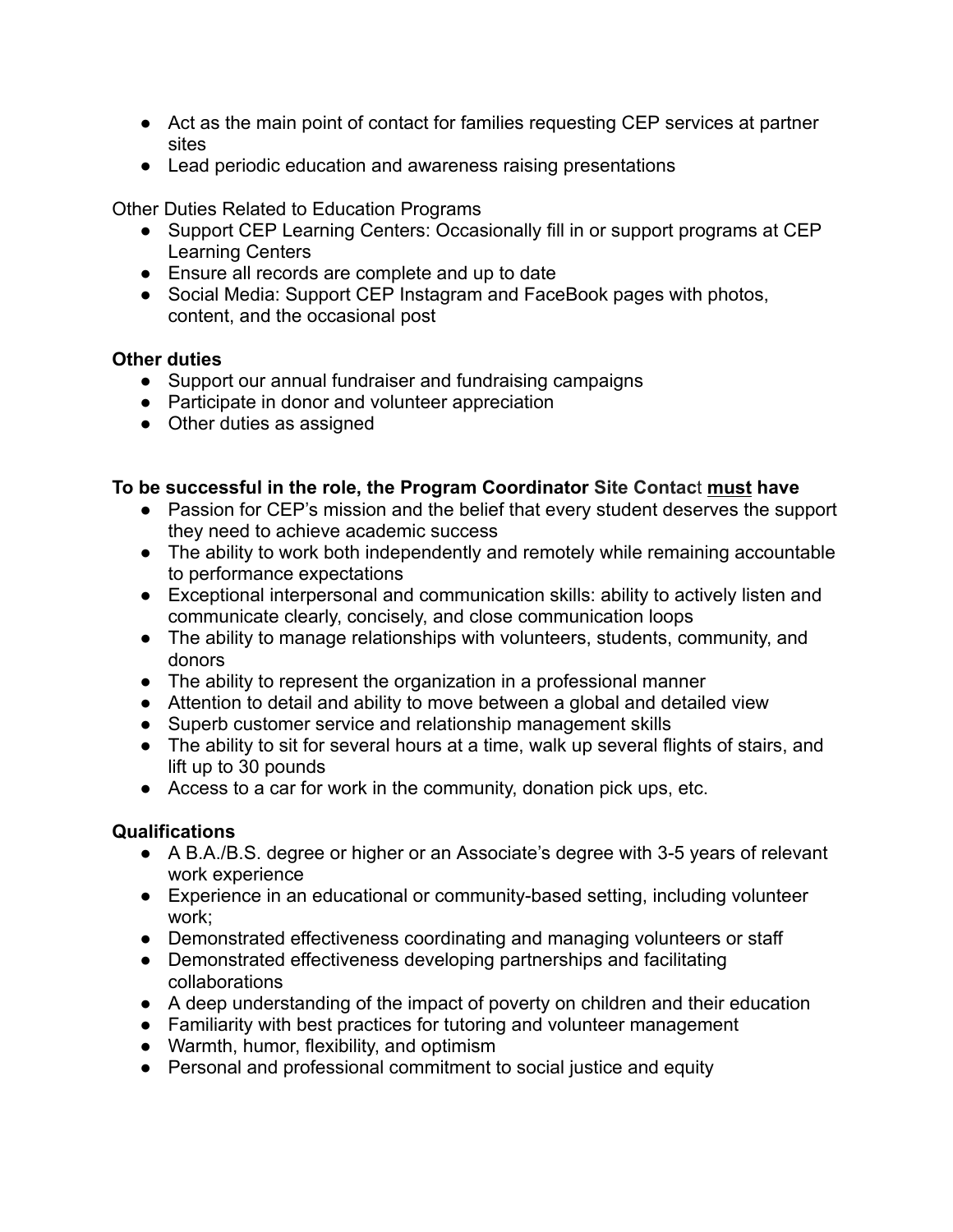- Act as the main point of contact for families requesting CEP services at partner sites
- Lead periodic education and awareness raising presentations

Other Duties Related to Education Programs

- Support CEP Learning Centers: Occasionally fill in or support programs at CEP Learning Centers
- Ensure all records are complete and up to date
- Social Media: Support CEP Instagram and FaceBook pages with photos, content, and the occasional post

**Other duties**

- Support our annual fundraiser and fundraising campaigns
- Participate in donor and volunteer appreciation
- Other duties as assigned

**To be successful in the role, the Program Coordinator Site Contact <u>must</u> have**

- Passion for CEP's mission and the belief that every student deserves the support they need to achieve academic success
- The ability to work both independently and remotely while remaining accountable to performance expectations
- Exceptional interpersonal and communication skills: ability to actively listen and communicate clearly, concisely, and close communication loops
- The ability to manage relationships with volunteers, students, community, and donors
- The ability to represent the organization in a professional manner
- Attention to detail and ability to move between a global and detailed view
- Superb customer service and relationship management skills
- The ability to sit for several hours at a time, walk up several flights of stairs, and lift up to 30 pounds
- Access to a car for work in the community, donation pick ups, etc.

**Qualifications**

- A B.A./B.S. degree or higher or an Associate's degree with 3-5 years of relevant work experience
- Experience in an educational or community-based setting, including volunteer work;
- Demonstrated effectiveness coordinating and managing volunteers or staff
- Demonstrated effectiveness developing partnerships and facilitating collaborations
- A deep understanding of the impact of poverty on children and their education
- Familiarity with best practices for tutoring and volunteer management
- Warmth, humor, flexibility, and optimism
- Personal and professional commitment to social justice and equity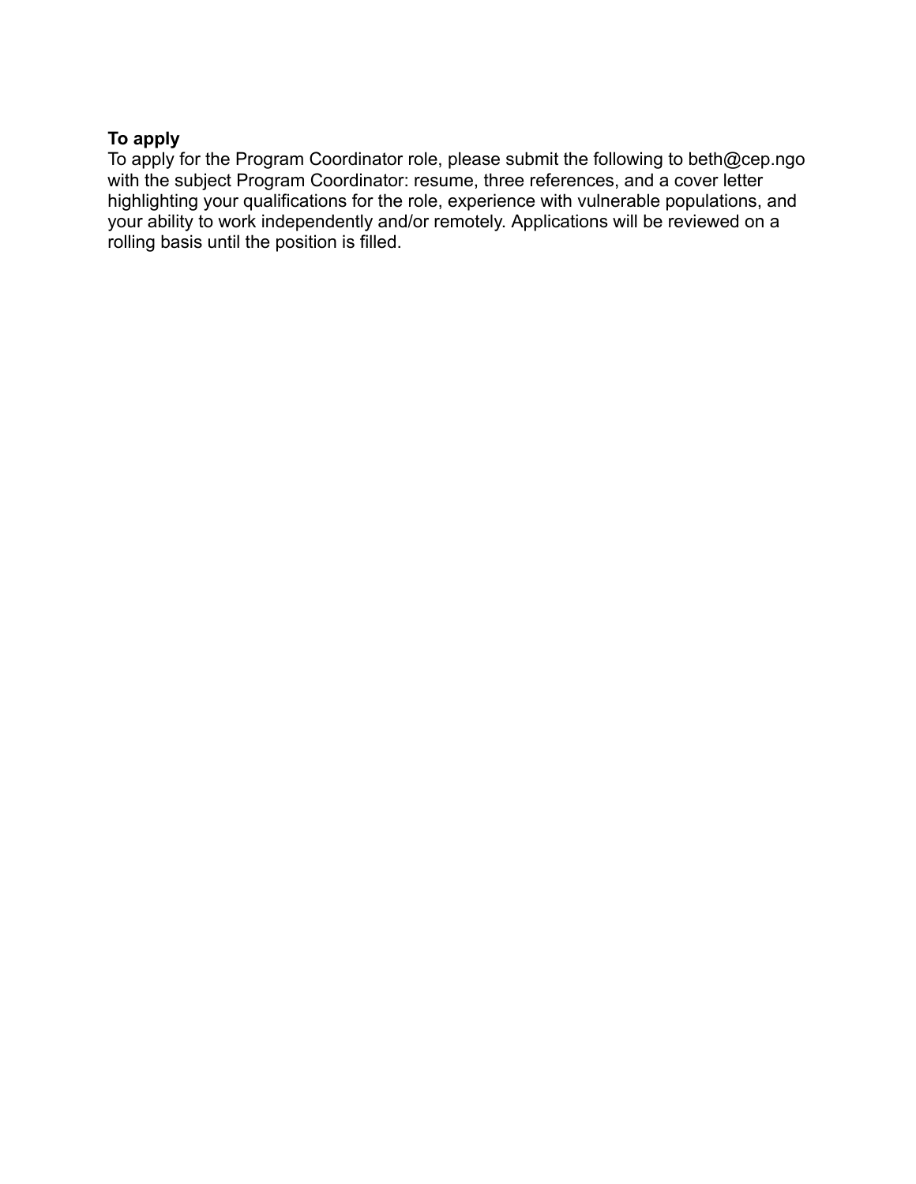**To apply**

To apply for the Program Coordinator role, please submit the following to beth@cep.ngo with the subject Program Coordinator: resume, three references, and a cover letter highlighting your qualifications for the role, experience with vulnerable populations, and your ability to work independently and/or remotely. Applications will be reviewed on a rolling basis until the position is filled.